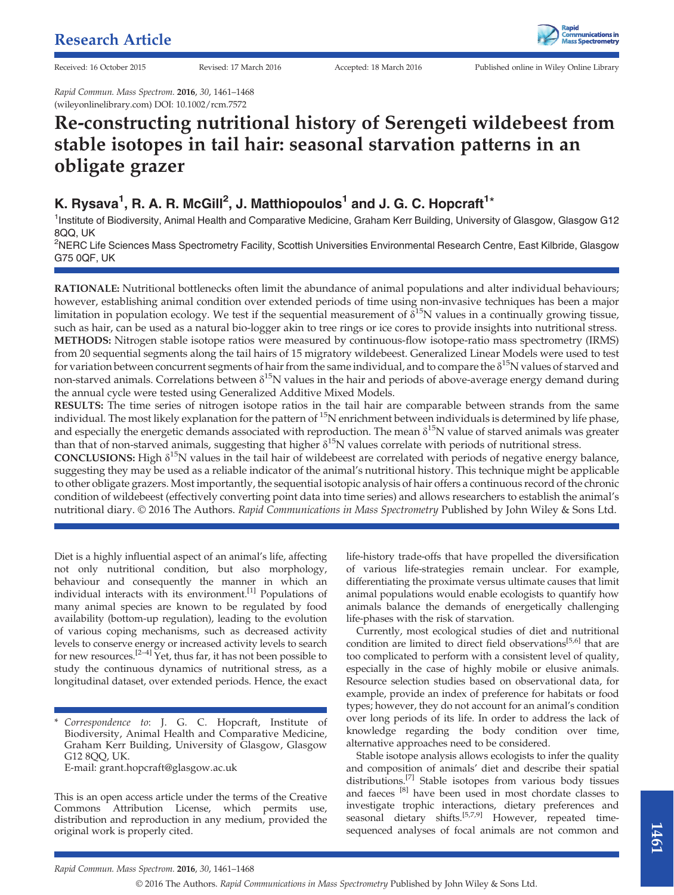Research Article

Received: 16 October 2015 Revised: 17 March 2016 Accepted: 18 March 2016 Published online in Wiley Online Library

*Rapid Commun. Mass Spectrom.* **2016**, *30*, 1461–1468
(wileyonlinelibrary.com) DOI: 10.1002/rcm.7572

# Re-constructing nutritional history of Serengeti wildebeest from stable isotopes in tail hair: seasonal starvation patterns in an obligate grazer

**K. Rysava[1], R. A. R. McGill[2], J. Matthiopoulos[1] and J. G. C. Hopcraft[1]***

[1]Institute of Biodiversity, Animal Health and Comparative Medicine, Graham Kerr Building, University of Glasgow, Glasgow G12 8QQ, UK
[2]NERC Life Sciences Mass Spectrometry Facility, Scottish Universities Environmental Research Centre, East Kilbride, Glasgow G75 0QF, UK

**RATIONALE:** Nutritional bottlenecks often limit the abundance of animal populations and alter individual behaviours; however, establishing animal condition over extended periods of time using non-invasive techniques has been a major limitation in population ecology. We test if the sequential measurement of $\delta^{15}$N values in a continually growing tissue, such as hair, can be used as a natural bio-logger akin to tree rings or ice cores to provide insights into nutritional stress.
**METHODS:** Nitrogen stable isotope ratios were measured by continuous-flow isotope-ratio mass spectrometry (IRMS) from 20 sequential segments along the tail hairs of 15 migratory wildebeest. Generalized Linear Models were used to test for variation between concurrent segments of hair from the same individual, and to compare the $\delta^{15}$N values of starved and non-starved animals. Correlations between $\delta^{15}$N values in the hair and periods of above-average energy demand during the annual cycle were tested using Generalized Additive Mixed Models.
**RESULTS:** The time series of nitrogen isotope ratios in the tail hair are comparable between strands from the same individual. The most likely explanation for the pattern of $^{15}$N enrichment between individuals is determined by life phase, and especially the energetic demands associated with reproduction. The mean $\delta^{15}$N value of starved animals was greater than that of non-starved animals, suggesting that higher $\delta^{15}$N values correlate with periods of nutritional stress.
**CONCLUSIONS:** High $\delta^{15}$N values in the tail hair of wildebeest are correlated with periods of negative energy balance, suggesting they may be used as a reliable indicator of the animal's nutritional history. This technique might be applicable to other obligate grazers. Most importantly, the sequential isotopic analysis of hair offers a continuous record of the chronic condition of wildebeest (effectively converting point data into time series) and allows researchers to establish the animal's nutritional diary. © 2016 The Authors. *Rapid Communications in Mass Spectrometry* Published by John Wiley & Sons Ltd.

Diet is a highly influential aspect of an animal's life, affecting not only nutritional condition, but also morphology, behaviour and consequently the manner in which an individual interacts with its environment.[1] Populations of many animal species are known to be regulated by food availability (bottom-up regulation), leading to the evolution of various coping mechanisms, such as decreased activity levels to conserve energy or increased activity levels to search for new resources.[2–4] Yet, thus far, it has not been possible to study the continuous dynamics of nutritional stress, as a longitudinal dataset, over extended periods. Hence, the exact life-history trade-offs that have propelled the diversification of various life-strategies remain unclear. For example, differentiating the proximate versus ultimate causes that limit animal populations would enable ecologists to quantify how animals balance the demands of energetically challenging life-phases with the risk of starvation.

Currently, most ecological studies of diet and nutritional condition are limited to direct field observations[5,6] that are too complicated to perform with a consistent level of quality, especially in the case of highly mobile or elusive animals. Resource selection studies based on observational data, for example, provide an index of preference for habitats or food types; however, they do not account for an animal's condition over long periods of its life. In order to address the lack of knowledge regarding the body condition over time, alternative approaches need to be considered.

Stable isotope analysis allows ecologists to infer the quality and composition of animals' diet and describe their spatial distributions.[7] Stable isotopes from various body tissues and faeces [8] have been used in most chordate classes to investigate trophic interactions, dietary preferences and seasonal dietary shifts.[5,7,9] However, repeated time-sequenced analyses of focal animals are not common and

\* *Correspondence to*: J. G. C. Hopcraft, Institute of Biodiversity, Animal Health and Comparative Medicine, Graham Kerr Building, University of Glasgow, Glasgow G12 8QQ, UK.
E-mail: grant.hopcraft@glasgow.ac.uk

This is an open access article under the terms of the Creative Commons Attribution License, which permits use, distribution and reproduction in any medium, provided the original work is properly cited.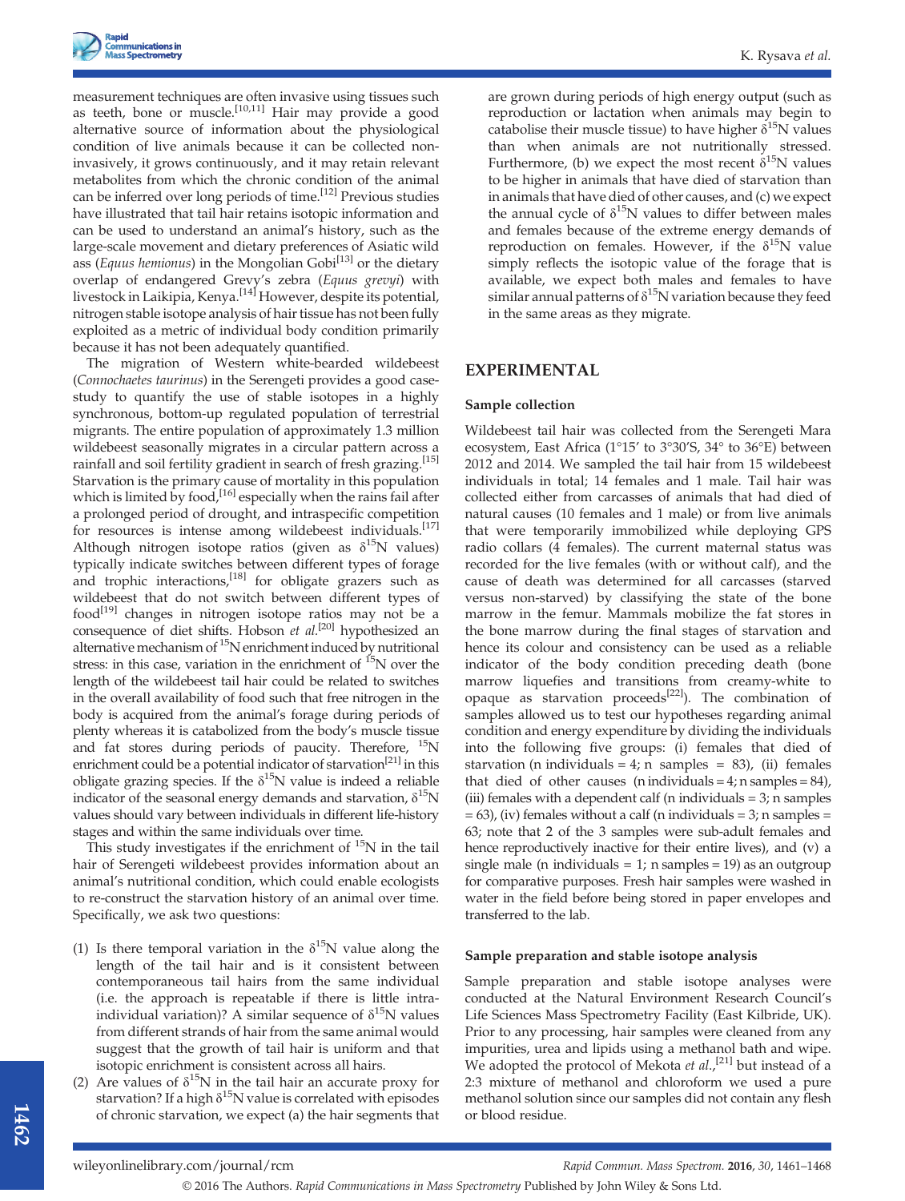measurement techniques are often invasive using tissues such as teeth, bone or muscle.[10,11] Hair may provide a good alternative source of information about the physiological condition of live animals because it can be collected non-invasively, it grows continuously, and it may retain relevant metabolites from which the chronic condition of the animal can be inferred over long periods of time.[12] Previous studies have illustrated that tail hair retains isotopic information and can be used to understand an animal's history, such as the large-scale movement and dietary preferences of Asiatic wild ass (*Equus hemionus*) in the Mongolian Gobi[13] or the dietary overlap of endangered Grevy's zebra (*Equus grevyi*) with livestock in Laikipia, Kenya.[14] However, despite its potential, nitrogen stable isotope analysis of hair tissue has not been fully exploited as a metric of individual body condition primarily because it has not been adequately quantified.

The migration of Western white-bearded wildebeest (*Connochaetes taurinus*) in the Serengeti provides a good case-study to quantify the use of stable isotopes in a highly synchronous, bottom-up regulated population of terrestrial migrants. The entire population of approximately 1.3 million wildebeest seasonally migrates in a circular pattern across a rainfall and soil fertility gradient in search of fresh grazing.[15] Starvation is the primary cause of mortality in this population which is limited by food,[16] especially when the rains fail after a prolonged period of drought, and intraspecific competition for resources is intense among wildebeest individuals.[17] Although nitrogen isotope ratios (given as $\delta^{15}$N values) typically indicate switches between different types of forage and trophic interactions,[18] for obligate grazers such as wildebeest that do not switch between different types of food[19] changes in nitrogen isotope ratios may not be a consequence of diet shifts. Hobson *et al.*[20] hypothesized an alternative mechanism of $^{15}$N enrichment induced by nutritional stress: in this case, variation in the enrichment of $^{15}$N over the length of the wildebeest tail hair could be related to switches in the overall availability of food such that free nitrogen in the body is acquired from the animal's forage during periods of plenty whereas it is catabolized from the body's muscle tissue and fat stores during periods of paucity. Therefore, $^{15}$N enrichment could be a potential indicator of starvation[21] in this obligate grazing species. If the $\delta^{15}$N value is indeed a reliable indicator of the seasonal energy demands and starvation, $\delta^{15}$N values should vary between individuals in different life-history stages and within the same individuals over time.

This study investigates if the enrichment of $^{15}$N in the tail hair of Serengeti wildebeest provides information about an animal's nutritional condition, which could enable ecologists to re-construct the starvation history of an animal over time. Specifically, we ask two questions:

(1) Is there temporal variation in the $\delta^{15}$N value along the length of the tail hair and is it consistent between contemporaneous tail hairs from the same individual (i.e. the approach is repeatable if there is little intra-individual variation)? A similar sequence of $\delta^{15}$N values from different strands of hair from the same animal would suggest that the growth of tail hair is uniform and that isotopic enrichment is consistent across all hairs.

(2) Are values of $\delta^{15}$N in the tail hair an accurate proxy for starvation? If a high $\delta^{15}$N value is correlated with episodes of chronic starvation, we expect (a) the hair segments that are grown during periods of high energy output (such as reproduction or lactation when animals may begin to catabolise their muscle tissue) to have higher $\delta^{15}$N values than when animals are not nutritionally stressed. Furthermore, (b) we expect the most recent $\delta^{15}$N values to be higher in animals that have died of starvation than in animals that have died of other causes, and (c) we expect the annual cycle of $\delta^{15}$N values to differ between males and females because of the extreme energy demands of reproduction on females. However, if the $\delta^{15}$N value simply reflects the isotopic value of the forage that is available, we expect both males and females to have similar annual patterns of $\delta^{15}$N variation because they feed in the same areas as they migrate.

## EXPERIMENTAL

### Sample collection

Wildebeest tail hair was collected from the Serengeti Mara ecosystem, East Africa (1°15′ to 3°30′S, 34° to 36°E) between 2012 and 2014. We sampled the tail hair from 15 wildebeest individuals in total; 14 females and 1 male. Tail hair was collected either from carcasses of animals that had died of natural causes (10 females and 1 male) or from live animals that were temporarily immobilized while deploying GPS radio collars (4 females). The current maternal status was recorded for the live females (with or without calf), and the cause of death was determined for all carcasses (starved versus non-starved) by classifying the state of the bone marrow in the femur. Mammals mobilize the fat stores in the bone marrow during the final stages of starvation and hence its colour and consistency can be used as a reliable indicator of the body condition preceding death (bone marrow liquefies and transitions from creamy-white to opaque as starvation proceeds[22]). The combination of samples allowed us to test our hypotheses regarding animal condition and energy expenditure by dividing the individuals into the following five groups: (i) females that died of starvation (n individuals = 4; n samples = 83), (ii) females that died of other causes (n individuals = 4; n samples = 84), (iii) females with a dependent calf (n individuals = 3; n samples = 63), (iv) females without a calf (n individuals = 3; n samples = 63; note that 2 of the 3 samples were sub-adult females and hence reproductively inactive for their entire lives), and (v) a single male (n individuals = 1; n samples = 19) as an outgroup for comparative purposes. Fresh hair samples were washed in water in the field before being stored in paper envelopes and transferred to the lab.

### Sample preparation and stable isotope analysis

Sample preparation and stable isotope analyses were conducted at the Natural Environment Research Council's Life Sciences Mass Spectrometry Facility (East Kilbride, UK). Prior to any processing, hair samples were cleaned from any impurities, urea and lipids using a methanol bath and wipe. We adopted the protocol of Mekota *et al.*,[21] but instead of a 2:3 mixture of methanol and chloroform we used a pure methanol solution since our samples did not contain any flesh or blood residue.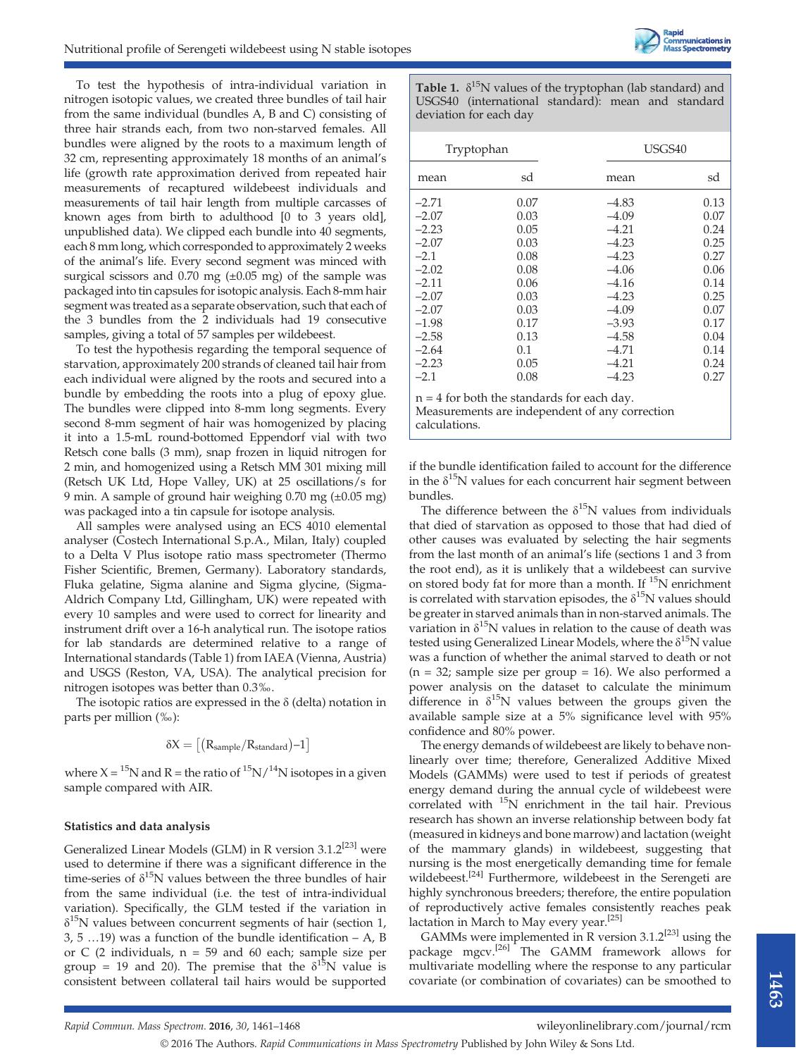To test the hypothesis of intra-individual variation in nitrogen isotopic values, we created three bundles of tail hair from the same individual (bundles A, B and C) consisting of three hair strands each, from two non-starved females. All bundles were aligned by the roots to a maximum length of 32 cm, representing approximately 18 months of an animal's life (growth rate approximation derived from repeated hair measurements of recaptured wildebeest individuals and measurements of tail hair length from multiple carcasses of known ages from birth to adulthood [0 to 3 years old], unpublished data). We clipped each bundle into 40 segments, each 8 mm long, which corresponded to approximately 2 weeks of the animal's life. Every second segment was minced with surgical scissors and 0.70 mg (±0.05 mg) of the sample was packaged into tin capsules for isotopic analysis. Each 8-mm hair segment was treated as a separate observation, such that each of the 3 bundles from the 2 individuals had 19 consecutive samples, giving a total of 57 samples per wildebeest.

To test the hypothesis regarding the temporal sequence of starvation, approximately 200 strands of cleaned tail hair from each individual were aligned by the roots and secured into a bundle by embedding the roots into a plug of epoxy glue. The bundles were clipped into 8-mm long segments. Every second 8-mm segment of hair was homogenized by placing it into a 1.5-mL round-bottomed Eppendorf vial with two Retsch cone balls (3 mm), snap frozen in liquid nitrogen for 2 min, and homogenized using a Retsch MM 301 mixing mill (Retsch UK Ltd, Hope Valley, UK) at 25 oscillations/s for 9 min. A sample of ground hair weighing 0.70 mg (±0.05 mg) was packaged into a tin capsule for isotope analysis.

All samples were analysed using an ECS 4010 elemental analyser (Costech International S.p.A., Milan, Italy) coupled to a Delta V Plus isotope ratio mass spectrometer (Thermo Fisher Scientific, Bremen, Germany). Laboratory standards, Fluka gelatine, Sigma alanine and Sigma glycine, (Sigma-Aldrich Company Ltd, Gillingham, UK) were repeated with every 10 samples and were used to correct for linearity and instrument drift over a 16-h analytical run. The isotope ratios for lab standards are determined relative to a range of International standards (Table 1) from IAEA (Vienna, Austria) and USGS (Reston, VA, USA). The analytical precision for nitrogen isotopes was better than 0.3‰.

The isotopic ratios are expressed in the δ (delta) notation in parts per million (‰):

$$\delta X = \left[\left(R_{sample}/R_{standard}\right)-1\right]$$

where $X = {}^{15}N$ and R = the ratio of ${}^{15}N/{}^{14}N$ isotopes in a given sample compared with AIR.

### Statistics and data analysis

Generalized Linear Models (GLM) in R version 3.1.2[23] were used to determine if there was a significant difference in the time-series of $\delta^{15}N$ values between the three bundles of hair from the same individual (i.e. the test of intra-individual variation). Specifically, the GLM tested if the variation in $\delta^{15}N$ values between concurrent segments of hair (section 1, 3, 5 …19) was a function of the bundle identification – A, B or C (2 individuals, n = 59 and 60 each; sample size per group = 19 and 20). The premise that the $\delta^{15}N$ value is consistent between collateral tail hairs would be supported if the bundle identification failed to account for the difference in the $\delta^{15}N$ values for each concurrent hair segment between bundles.

**Table 1.** $\delta^{15}N$ values of the tryptophan (lab standard) and USGS40 (international standard): mean and standard deviation for each day

| Tryptophan | | USGS40 | |
|---|---|---|---|
| mean | sd | mean | sd |
| −2.71 | 0.07 | −4.83 | 0.13 |
| −2.07 | 0.03 | −4.09 | 0.07 |
| −2.23 | 0.05 | −4.21 | 0.24 |
| −2.07 | 0.03 | −4.23 | 0.25 |
| −2.1 | 0.08 | −4.23 | 0.27 |
| −2.02 | 0.08 | −4.06 | 0.06 |
| −2.11 | 0.06 | −4.16 | 0.14 |
| −2.07 | 0.03 | −4.23 | 0.25 |
| −2.07 | 0.03 | −4.09 | 0.07 |
| −1.98 | 0.17 | −3.93 | 0.17 |
| −2.58 | 0.13 | −4.58 | 0.04 |
| −2.64 | 0.1 | −4.71 | 0.14 |
| −2.23 | 0.05 | −4.21 | 0.24 |
| −2.1 | 0.08 | −4.23 | 0.27 |

n = 4 for both the standards for each day.
Measurements are independent of any correction calculations.

The difference between the $\delta^{15}N$ values from individuals that died of starvation as opposed to those that had died of other causes was evaluated by selecting the hair segments from the last month of an animal's life (sections 1 and 3 from the root end), as it is unlikely that a wildebeest can survive on stored body fat for more than a month. If ${}^{15}N$ enrichment is correlated with starvation episodes, the $\delta^{15}N$ values should be greater in starved animals than in non-starved animals. The variation in $\delta^{15}N$ values in relation to the cause of death was tested using Generalized Linear Models, where the $\delta^{15}N$ value was a function of whether the animal starved to death or not (n = 32; sample size per group = 16). We also performed a power analysis on the dataset to calculate the minimum difference in $\delta^{15}N$ values between the groups given the available sample size at a 5% significance level with 95% confidence and 80% power.

The energy demands of wildebeest are likely to behave non-linearly over time; therefore, Generalized Additive Mixed Models (GAMMs) were used to test if periods of greatest energy demand during the annual cycle of wildebeest were correlated with ${}^{15}N$ enrichment in the tail hair. Previous research has shown an inverse relationship between body fat (measured in kidneys and bone marrow) and lactation (weight of the mammary glands) in wildebeest, suggesting that nursing is the most energetically demanding time for female wildebeest.[24] Furthermore, wildebeest in the Serengeti are highly synchronous breeders; therefore, the entire population of reproductively active females consistently reaches peak lactation in March to May every year.[25]

GAMMs were implemented in R version 3.1.2[23] using the package mgcv.[26] The GAMM framework allows for multivariate modelling where the response to any particular covariate (or combination of covariates) can be smoothed to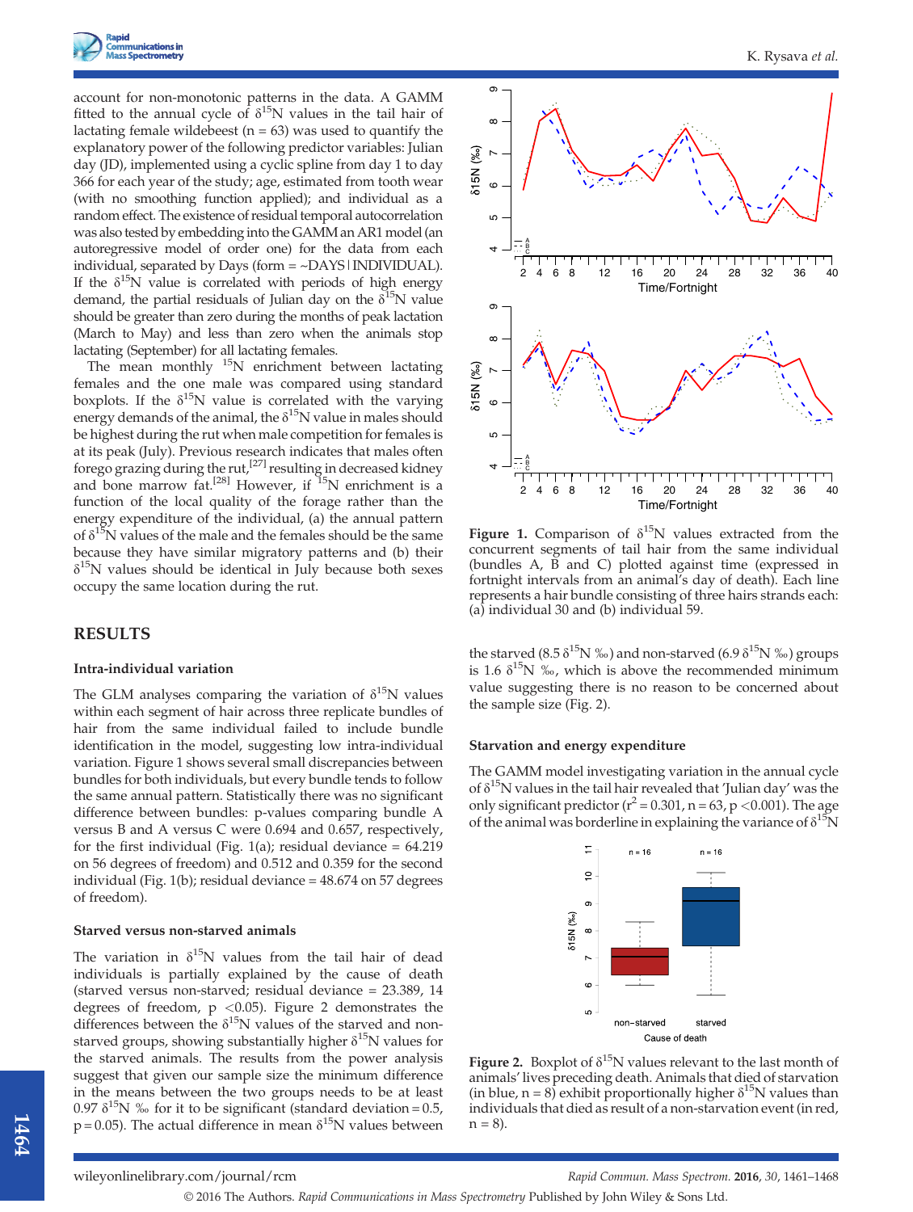account for non-monotonic patterns in the data. A GAMM fitted to the annual cycle of $\delta^{15}N$ values in the tail hair of lactating female wildebeest (n = 63) was used to quantify the explanatory power of the following predictor variables: Julian day (JD), implemented using a cyclic spline from day 1 to day 366 for each year of the study; age, estimated from tooth wear (with no smoothing function applied); and individual as a random effect. The existence of residual temporal autocorrelation was also tested by embedding into the GAMM an AR1 model (an autoregressive model of order one) for the data from each individual, separated by Days (form = ~DAYS | INDIVIDUAL). If the $\delta^{15}N$ value is correlated with periods of high energy demand, the partial residuals of Julian day on the $\delta^{15}N$ value should be greater than zero during the months of peak lactation (March to May) and less than zero when the animals stop lactating (September) for all lactating females.

The mean monthly $^{15}N$ enrichment between lactating females and the one male was compared using standard boxplots. If the $\delta^{15}N$ value is correlated with the varying energy demands of the animal, the $\delta^{15}N$ value in males should be highest during the rut when male competition for females is at its peak (July). Previous research indicates that males often forego grazing during the rut,[27] resulting in decreased kidney and bone marrow fat.[28] However, if $^{15}N$ enrichment is a function of the local quality of the forage rather than the energy expenditure of the individual, (a) the annual pattern of $\delta^{15}N$ values of the male and the females should be the same because they have similar migratory patterns and (b) their $\delta^{15}N$ values should be identical in July because both sexes occupy the same location during the rut.

## RESULTS

### Intra-individual variation

The GLM analyses comparing the variation of $\delta^{15}N$ values within each segment of hair across three replicate bundles of hair from the same individual failed to include bundle identification in the model, suggesting low intra-individual variation. Figure 1 shows several small discrepancies between bundles for both individuals, but every bundle tends to follow the same annual pattern. Statistically there was no significant difference between bundles: p-values comparing bundle A versus B and A versus C were 0.694 and 0.657, respectively, for the first individual (Fig. 1(a); residual deviance = 64.219 on 56 degrees of freedom) and 0.512 and 0.359 for the second individual (Fig. 1(b); residual deviance = 48.674 on 57 degrees of freedom).

### Starved versus non-starved animals

The variation in $\delta^{15}N$ values from the tail hair of dead individuals is partially explained by the cause of death (starved versus non-starved; residual deviance = 23.389, 14 degrees of freedom, $p < 0.05$). Figure 2 demonstrates the differences between the $\delta^{15}N$ values of the starved and non-starved groups, showing substantially higher $\delta^{15}N$ values for the starved animals. The results from the power analysis suggest that given our sample size the minimum difference in the means between the two groups needs to be at least 0.97 $\delta^{15}N$ ‰ for it to be significant (standard deviation = 0.5, p = 0.05). The actual difference in mean $\delta^{15}N$ values between the starved (8.5 $\delta^{15}N$ ‰) and non-starved (6.9 $\delta^{15}N$ ‰) groups is 1.6 $\delta^{15}N$ ‰, which is above the recommended minimum value suggesting there is no reason to be concerned about the sample size (Fig. 2).

**Figure 1.** Comparison of $\delta^{15}N$ values extracted from the concurrent segments of tail hair from the same individual (bundles A, B and C) plotted against time (expressed in fortnight intervals from an animal's day of death). Each line represents a hair bundle consisting of three hairs strands each: (a) individual 30 and (b) individual 59.

### Starvation and energy expenditure

The GAMM model investigating variation in the annual cycle of $\delta^{15}N$ values in the tail hair revealed that 'Julian day' was the only significant predictor ($r^2 = 0.301$, n = 63, $p < 0.001$). The age of the animal was borderline in explaining the variance of $\delta^{15}N$

**Figure 2.** Boxplot of $\delta^{15}N$ values relevant to the last month of animals' lives preceding death. Animals that died of starvation (in blue, n = 8) exhibit proportionally higher $\delta^{15}N$ values than individuals that died as result of a non-starvation event (in red, n = 8).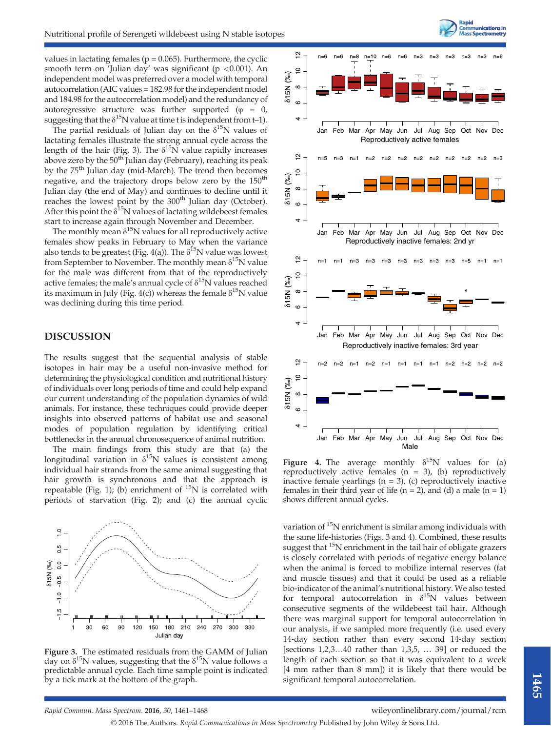values in lactating females (p = 0.065). Furthermore, the cyclic smooth term on 'Julian day' was significant ($p < 0.001$). An independent model was preferred over a model with temporal autocorrelation (AIC values = 182.98 for the independent model and 184.98 for the autocorrelation model) and the redundancy of autoregressive structure was further supported ($\varphi = 0$, suggesting that the $\delta^{15}N$ value at time t is independent from t–1).

The partial residuals of Julian day on the $\delta^{15}N$ values of lactating females illustrate the strong annual cycle across the length of the hair (Fig. 3). The $\delta^{15}N$ value rapidly increases above zero by the 50th Julian day (February), reaching its peak by the 75th Julian day (mid-March). The trend then becomes negative, and the trajectory drops below zero by the 150th Julian day (the end of May) and continues to decline until it reaches the lowest point by the 300th Julian day (October). After this point the $\delta^{15}N$ values of lactating wildebeest females start to increase again through November and December.

The monthly mean $\delta^{15}N$ values for all reproductively active females show peaks in February to May when the variance also tends to be greatest (Fig. 4(a)). The $\delta^{15}N$ value was lowest from September to November. The monthly mean $\delta^{15}N$ value for the male was different from that of the reproductively active females; the male's annual cycle of $\delta^{15}N$ values reached its maximum in July (Fig. 4(c)) whereas the female $\delta^{15}N$ value was declining during this time period.

## DISCUSSION

The results suggest that the sequential analysis of stable isotopes in hair may be a useful non-invasive method for determining the physiological condition and nutritional history of individuals over long periods of time and could help expand our current understanding of the population dynamics of wild animals. For instance, these techniques could provide deeper insights into observed patterns of habitat use and seasonal modes of population regulation by identifying critical bottlenecks in the annual chronosequence of animal nutrition.

The main findings from this study are that (a) the longitudinal variation in $\delta^{15}N$ values is consistent among individual hair strands from the same animal suggesting that hair growth is synchronous and that the approach is repeatable (Fig. 1); (b) enrichment of $^{15}N$ is correlated with periods of starvation (Fig. 2); and (c) the annual cyclic variation of $^{15}N$ enrichment is similar among individuals with the same life-histories (Figs. 3 and 4). Combined, these results suggest that $^{15}N$ enrichment in the tail hair of obligate grazers is closely correlated with periods of negative energy balance when the animal is forced to mobilize internal reserves (fat and muscle tissues) and that it could be used as a reliable bio-indicator of the animal's nutritional history. We also tested for temporal autocorrelation in $\delta^{15}N$ values between consecutive segments of the wildebeest tail hair. Although there was marginal support for temporal autocorrelation in our analysis, if we sampled more frequently (i.e. used every 14-day section rather than every second 14-day section [sections 1,2,3…40 rather than 1,3,5, … 39] or reduced the length of each section so that it was equivalent to a week [4 mm rather than 8 mm]) it is likely that there would be significant temporal autocorrelation.

**Figure 3.** The estimated residuals from the GAMM of Julian day on $\delta^{15}N$ values, suggesting that the $\delta^{15}N$ value follows a predictable annual cycle. Each time sample point is indicated by a tick mark at the bottom of the graph.

**Figure 4.** The average monthly $\delta^{15}N$ values for (a) reproductively active females (n = 3), (b) reproductively inactive female yearlings (n = 3), (c) reproductively inactive females in their third year of life (n = 2), and (d) a male (n = 1) shows different annual cycles.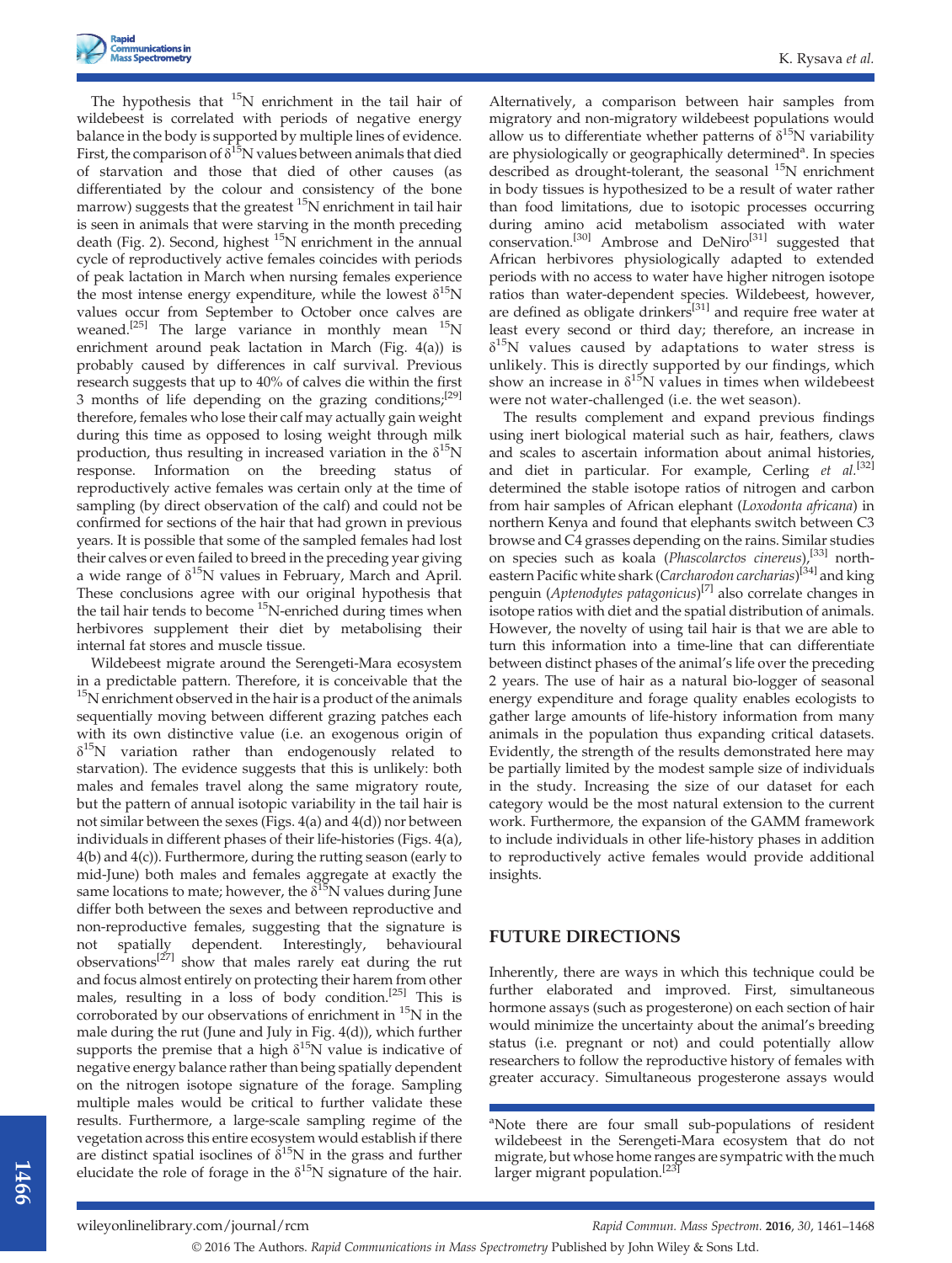The hypothesis that $^{15}N$ enrichment in the tail hair of wildebeest is correlated with periods of negative energy balance in the body is supported by multiple lines of evidence. First, the comparison of $\delta^{15}N$ values between animals that died of starvation and those that died of other causes (as differentiated by the colour and consistency of the bone marrow) suggests that the greatest $^{15}N$ enrichment in tail hair is seen in animals that were starving in the month preceding death (Fig. 2). Second, highest $^{15}N$ enrichment in the annual cycle of reproductively active females coincides with periods of peak lactation in March when nursing females experience the most intense energy expenditure, while the lowest $\delta^{15}N$ values occur from September to October once calves are weaned.[25] The large variance in monthly mean $^{15}N$ enrichment around peak lactation in March (Fig. 4(a)) is probably caused by differences in calf survival. Previous research suggests that up to 40% of calves die within the first 3 months of life depending on the grazing conditions;[29] therefore, females who lose their calf may actually gain weight during this time as opposed to losing weight through milk production, thus resulting in increased variation in the $\delta^{15}N$ response. Information on the breeding status of reproductively active females was certain only at the time of sampling (by direct observation of the calf) and could not be confirmed for sections of the hair that had grown in previous years. It is possible that some of the sampled females had lost their calves or even failed to breed in the preceding year giving a wide range of $\delta^{15}N$ values in February, March and April. These conclusions agree with our original hypothesis that the tail hair tends to become $^{15}N$-enriched during times when herbivores supplement their diet by metabolising their internal fat stores and muscle tissue.

Wildebeest migrate around the Serengeti-Mara ecosystem in a predictable pattern. Therefore, it is conceivable that the $^{15}N$ enrichment observed in the hair is a product of the animals sequentially moving between different grazing patches each with its own distinctive value (i.e. an exogenous origin of $\delta^{15}N$ variation rather than endogenously related to starvation). The evidence suggests that this is unlikely: both males and females travel along the same migratory route, but the pattern of annual isotopic variability in the tail hair is not similar between the sexes (Figs. 4(a) and 4(d)) nor between individuals in different phases of their life-histories (Figs. 4(a), 4(b) and 4(c)). Furthermore, during the rutting season (early to mid-June) both males and females aggregate at exactly the same locations to mate; however, the $\delta^{15}N$ values during June differ both between the sexes and between reproductive and non-reproductive females, suggesting that the signature is not spatially dependent. Interestingly, behavioural observations[27] show that males rarely eat during the rut and focus almost entirely on protecting their harem from other males, resulting in a loss of body condition.[25] This is corroborated by our observations of enrichment in $^{15}N$ in the male during the rut (June and July in Fig. 4(d)), which further supports the premise that a high $\delta^{15}N$ value is indicative of negative energy balance rather than being spatially dependent on the nitrogen isotope signature of the forage. Sampling multiple males would be critical to further validate these results. Furthermore, a large-scale sampling regime of the vegetation across this entire ecosystem would establish if there are distinct spatial isoclines of $\delta^{15}N$ in the grass and further elucidate the role of forage in the $\delta^{15}N$ signature of the hair.

Alternatively, a comparison between hair samples from migratory and non-migratory wildebeest populations would allow us to differentiate whether patterns of $\delta^{15}N$ variability are physiologically or geographically determined[a]. In species described as drought-tolerant, the seasonal $^{15}N$ enrichment in body tissues is hypothesized to be a result of water rather than food limitations, due to isotopic processes occurring during amino acid metabolism associated with water conservation.[30] Ambrose and DeNiro[31] suggested that African herbivores physiologically adapted to extended periods with no access to water have higher nitrogen isotope ratios than water-dependent species. Wildebeest, however, are defined as obligate drinkers[31] and require free water at least every second or third day; therefore, an increase in $\delta^{15}N$ values caused by adaptations to water stress is unlikely. This is directly supported by our findings, which show an increase in $\delta^{15}N$ values in times when wildebeest were not water-challenged (i.e. the wet season).

The results complement and expand previous findings using inert biological material such as hair, feathers, claws and scales to ascertain information about animal histories, and diet in particular. For example, Cerling *et al.*[32] determined the stable isotope ratios of nitrogen and carbon from hair samples of African elephant (*Loxodonta africana*) in northern Kenya and found that elephants switch between C3 browse and C4 grasses depending on the rains. Similar studies on species such as koala (*Phascolarctos cinereus*),[33] north-eastern Pacific white shark (*Carcharodon carcharias*)[34] and king penguin (*Aptenodytes patagonicus*)[7] also correlate changes in isotope ratios with diet and the spatial distribution of animals. However, the novelty of using tail hair is that we are able to turn this information into a time-line that can differentiate between distinct phases of the animal's life over the preceding 2 years. The use of hair as a natural bio-logger of seasonal energy expenditure and forage quality enables ecologists to gather large amounts of life-history information from many animals in the population thus expanding critical datasets. Evidently, the strength of the results demonstrated here may be partially limited by the modest sample size of individuals in the study. Increasing the size of our dataset for each category would be the most natural extension to the current work. Furthermore, the expansion of the GAMM framework to include individuals in other life-history phases in addition to reproductively active females would provide additional insights.

## FUTURE DIRECTIONS

Inherently, there are ways in which this technique could be further elaborated and improved. First, simultaneous hormone assays (such as progesterone) on each section of hair would minimize the uncertainty about the animal's breeding status (i.e. pregnant or not) and could potentially allow researchers to follow the reproductive history of females with greater accuracy. Simultaneous progesterone assays would

[a]Note there are four small sub-populations of resident wildebeest in the Serengeti-Mara ecosystem that do not migrate, but whose home ranges are sympatric with the much larger migrant population.[23]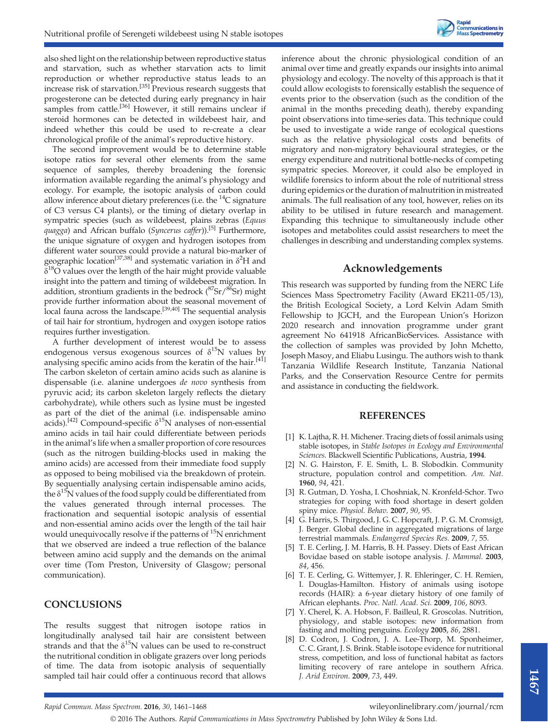also shed light on the relationship between reproductive status and starvation, such as whether starvation acts to limit reproduction or whether reproductive status leads to an increase risk of starvation.[35] Previous research suggests that progesterone can be detected during early pregnancy in hair samples from cattle.[36] However, it still remains unclear if steroid hormones can be detected in wildebeest hair, and indeed whether this could be used to re-create a clear chronological profile of the animal's reproductive history.

The second improvement would be to determine stable isotope ratios for several other elements from the same sequence of samples, thereby broadening the forensic information available regarding the animal's physiology and ecology. For example, the isotopic analysis of carbon could allow inference about dietary preferences (i.e. the $^{14}$C signature of C3 versus C4 plants), or the timing of dietary overlap in sympatric species (such as wildebeest, plains zebras (*Equus quagga*) and African buffalo (*Syncerus caffer*)).[5] Furthermore, the unique signature of oxygen and hydrogen isotopes from different water sources could provide a natural bio-marker of geographic location[37,38] and systematic variation in $\delta^2$H and $\delta^{18}$O values over the length of the hair might provide valuable insight into the pattern and timing of wildebeest migration. In addition, strontium gradients in the bedrock ($^{87}$Sr/$^{86}$Sr) might provide further information about the seasonal movement of local fauna across the landscape.[39,40] The sequential analysis of tail hair for strontium, hydrogen and oxygen isotope ratios requires further investigation.

A further development of interest would be to assess endogenous versus exogenous sources of $\delta^{15}$N values by analysing specific amino acids from the keratin of the hair.[41] The carbon skeleton of certain amino acids such as alanine is dispensable (i.e. alanine undergoes *de novo* synthesis from pyruvic acid; its carbon skeleton largely reflects the dietary carbohydrate), while others such as lysine must be ingested as part of the diet of the animal (i.e. indispensable amino acids).[42] Compound-specific $\delta^{15}$N analyses of non-essential amino acids in tail hair could differentiate between periods in the animal's life when a smaller proportion of core resources (such as the nitrogen building-blocks used in making the amino acids) are accessed from their immediate food supply as opposed to being mobilised via the breakdown of protein. By sequentially analysing certain indispensable amino acids, the $\delta^{15}$N values of the food supply could be differentiated from the values generated through internal processes. The fractionation and sequential isotopic analysis of essential and non-essential amino acids over the length of the tail hair would unequivocally resolve if the patterns of $^{15}$N enrichment that we observed are indeed a true reflection of the balance between amino acid supply and the demands on the animal over time (Tom Preston, University of Glasgow; personal communication).

## CONCLUSIONS

The results suggest that nitrogen isotope ratios in longitudinally analysed tail hair are consistent between strands and that the $\delta^{15}$N values can be used to re-construct the nutritional condition in obligate grazers over long periods of time. The data from isotopic analysis of sequentially sampled tail hair could offer a continuous record that allows inference about the chronic physiological condition of an animal over time and greatly expands our insights into animal physiology and ecology. The novelty of this approach is that it could allow ecologists to forensically establish the sequence of events prior to the observation (such as the condition of the animal in the months preceding death), thereby expanding point observations into time-series data. This technique could be used to investigate a wide range of ecological questions such as the relative physiological costs and benefits of migratory and non-migratory behavioural strategies, or the energy expenditure and nutritional bottle-necks of competing sympatric species. Moreover, it could also be employed in wildlife forensics to inform about the role of nutritional stress during epidemics or the duration of malnutrition in mistreated animals. The full realisation of any tool, however, relies on its ability to be utilised in future research and management. Expanding this technique to simultaneously include other isotopes and metabolites could assist researchers to meet the challenges in describing and understanding complex systems.

## Acknowledgements

This research was supported by funding from the NERC Life Sciences Mass Spectrometry Facility (Award EK211-05/13), the British Ecological Society, a Lord Kelvin Adam Smith Fellowship to JGCH, and the European Union's Horizon 2020 research and innovation programme under grant agreement No 641918 AfricanBioServices. Assistance with the collection of samples was provided by John Mchetto, Joseph Masoy, and Eliabu Lusingu. The authors wish to thank Tanzania Wildlife Research Institute, Tanzania National Parks, and the Conservation Resource Centre for permits and assistance in conducting the fieldwork.

## REFERENCES

[1] K. Lajtha, R. H. Michener. Tracing diets of fossil animals using stable isotopes, in *Stable Isotopes in Ecology and Environmental Sciences.* Blackwell Scientific Publications, Austria, **1994**.

[2] N. G. Hairston, F. E. Smith, L. B. Slobodkin. Community structure, population control and competition. *Am. Nat.* **1960**, *94*, 421.

[3] R. Gutman, D. Yosha, I. Choshniak, N. Kronfeld-Schor. Two strategies for coping with food shortage in desert golden spiny mice. *Physiol. Behav.* **2007**, *90*, 95.

[4] G. Harris, S. Thirgood, J. G. C. Hopcraft, J. P. G. M. Cromsigt, J. Berger. Global decline in aggregated migrations of large terrestrial mammals. *Endangered Species Res.* **2009**, *7*, 55.

[5] T. E. Cerling, J. M. Harris, B. H. Passey. Diets of East African Bovidae based on stable isotope analysis. *J. Mammal.* **2003**, *84*, 456.

[6] T. E. Cerling, G. Wittemyer, J. R. Ehleringer, C. H. Remien, I. Douglas-Hamilton. History of animals using isotope records (HAIR): a 6-year dietary history of one family of African elephants. *Proc. Natl. Acad. Sci.* **2009**, *106*, 8093.

[7] Y. Cherel, K. A. Hobson, F. Bailleul, R. Groscolas. Nutrition, physiology, and stable isotopes: new information from fasting and molting penguins. *Ecology* **2005**, *86*, 2881.

[8] D. Codron, J. Codron, J. A. Lee-Thorp, M. Sponheimer, C. C. Grant, J. S. Brink. Stable isotope evidence for nutritional stress, competition, and loss of functional habitat as factors limiting recovery of rare antelope in southern Africa. *J. Arid Environ.* **2009**, *73*, 449.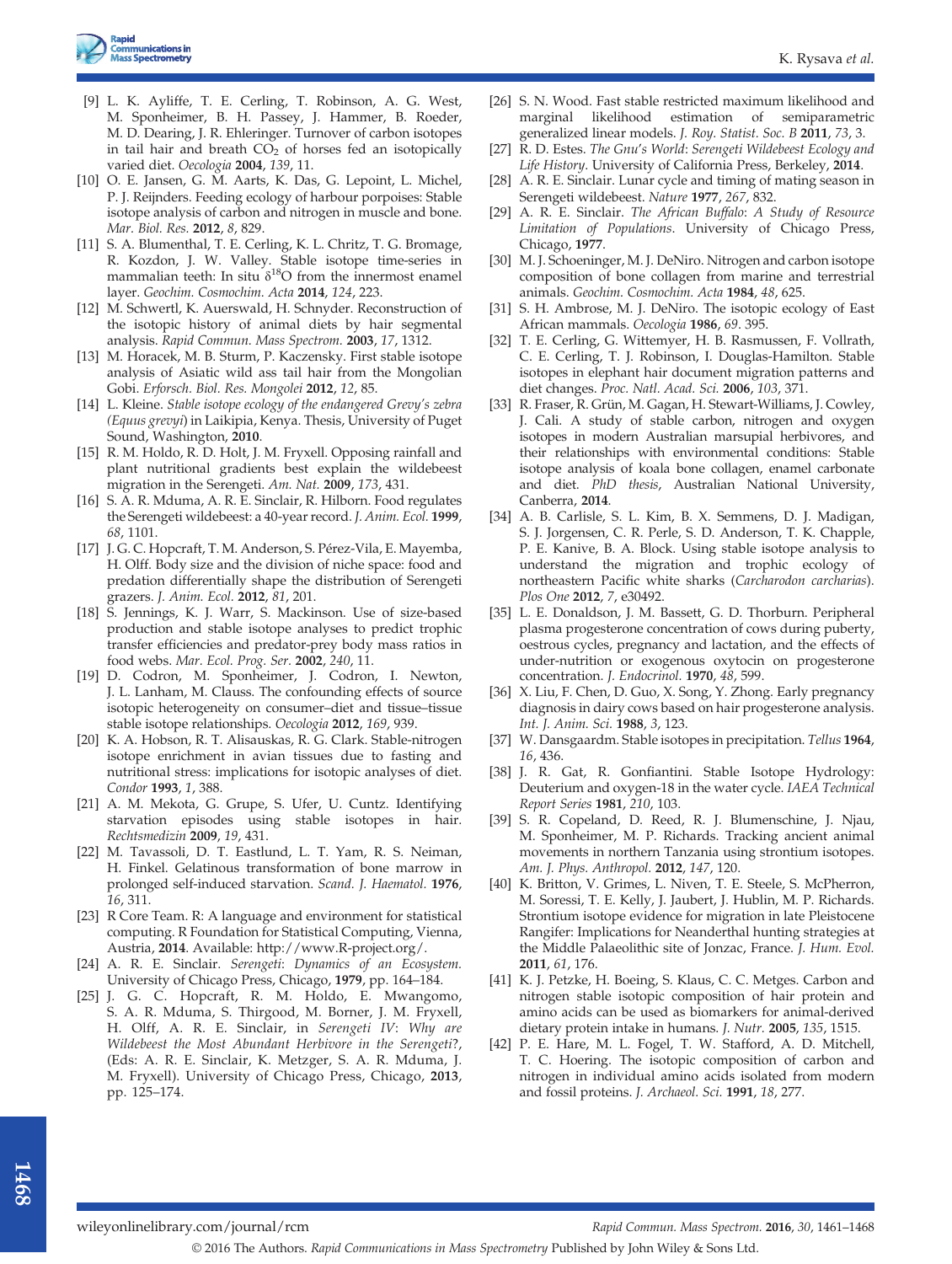[9] L. K. Ayliffe, T. E. Cerling, T. Robinson, A. G. West, M. Sponheimer, B. H. Passey, J. Hammer, B. Roeder, M. D. Dearing, J. R. Ehleringer. Turnover of carbon isotopes in tail hair and breath $CO_2$ of horses fed an isotopically varied diet. *Oecologia* **2004**, *139*, 11.

[10] O. E. Jansen, G. M. Aarts, K. Das, G. Lepoint, L. Michel, P. J. Reijnders. Feeding ecology of harbour porpoises: Stable isotope analysis of carbon and nitrogen in muscle and bone. *Mar. Biol. Res.* **2012**, *8*, 829.

[11] S. A. Blumenthal, T. E. Cerling, K. L. Chritz, T. G. Bromage, R. Kozdon, J. W. Valley. Stable isotope time-series in mammalian teeth: In situ $\delta^{18}O$ from the innermost enamel layer. *Geochim. Cosmochim. Acta* **2014**, *124*, 223.

[12] M. Schwertl, K. Auerswald, H. Schnyder. Reconstruction of the isotopic history of animal diets by hair segmental analysis. *Rapid Commun. Mass Spectrom.* **2003**, *17*, 1312.

[13] M. Horacek, M. B. Sturm, P. Kaczensky. First stable isotope analysis of Asiatic wild ass tail hair from the Mongolian Gobi. *Erforsch. Biol. Res. Mongolei* **2012**, *12*, 85.

[14] L. Kleine. *Stable isotope ecology of the endangered Grevy's zebra (Equus grevyi)* in Laikipia, Kenya. Thesis, University of Puget Sound, Washington, **2010**.

[15] R. M. Holdo, R. D. Holt, J. M. Fryxell. Opposing rainfall and plant nutritional gradients best explain the wildebeest migration in the Serengeti. *Am. Nat.* **2009**, *173*, 431.

[16] S. A. R. Mduma, A. R. E. Sinclair, R. Hilborn. Food regulates the Serengeti wildebeest: a 40-year record. *J. Anim. Ecol.* **1999**, *68*, 1101.

[17] J. G. C. Hopcraft, T. M. Anderson, S. Pérez-Vila, E. Mayemba, H. Olff. Body size and the division of niche space: food and predation differentially shape the distribution of Serengeti grazers. *J. Anim. Ecol.* **2012**, *81*, 201.

[18] S. Jennings, K. J. Warr, S. Mackinson. Use of size-based production and stable isotope analyses to predict trophic transfer efficiencies and predator-prey body mass ratios in food webs. *Mar. Ecol. Prog. Ser.* **2002**, *240*, 11.

[19] D. Codron, M. Sponheimer, J. Codron, I. Newton, J. L. Lanham, M. Clauss. The confounding effects of source isotopic heterogeneity on consumer–diet and tissue–tissue stable isotope relationships. *Oecologia* **2012**, *169*, 939.

[20] K. A. Hobson, R. T. Alisauskas, R. G. Clark. Stable-nitrogen isotope enrichment in avian tissues due to fasting and nutritional stress: implications for isotopic analyses of diet. *Condor* **1993**, *1*, 388.

[21] A. M. Mekota, G. Grupe, S. Ufer, U. Cuntz. Identifying starvation episodes using stable isotopes in hair. *Rechtsmedizin* **2009**, *19*, 431.

[22] M. Tavassoli, D. T. Eastlund, L. T. Yam, R. S. Neiman, H. Finkel. Gelatinous transformation of bone marrow in prolonged self-induced starvation. *Scand. J. Haematol.* **1976**, *16*, 311.

[23] R Core Team. R: A language and environment for statistical computing. R Foundation for Statistical Computing, Vienna, Austria, **2014**. Available: http://www.R-project.org/.

[24] A. R. E. Sinclair. *Serengeti*: *Dynamics of an Ecosystem.* University of Chicago Press, Chicago, **1979**, pp. 164–184.

[25] J. G. C. Hopcraft, R. M. Holdo, E. Mwangomo, S. A. R. Mduma, S. Thirgood, M. Borner, J. M. Fryxell, H. Olff, A. R. E. Sinclair, in *Serengeti IV*: *Why are Wildebeest the Most Abundant Herbivore in the Serengeti?*, (Eds: A. R. E. Sinclair, K. Metzger, S. A. R. Mduma, J. M. Fryxell). University of Chicago Press, Chicago, **2013**, pp. 125–174.

[26] S. N. Wood. Fast stable restricted maximum likelihood and marginal likelihood estimation of semiparametric generalized linear models. *J. Roy. Statist. Soc. B* **2011**, *73*, 3.

[27] R. D. Estes. *The Gnu's World*: *Serengeti Wildebeest Ecology and Life History*. University of California Press, Berkeley, **2014**.

[28] A. R. E. Sinclair. Lunar cycle and timing of mating season in Serengeti wildebeest. *Nature* **1977**, *267*, 832.

[29] A. R. E. Sinclair. *The African Buffalo*: *A Study of Resource Limitation of Populations*. University of Chicago Press, Chicago, **1977**.

[30] M. J. Schoeninger, M. J. DeNiro. Nitrogen and carbon isotope composition of bone collagen from marine and terrestrial animals. *Geochim. Cosmochim. Acta* **1984**, *48*, 625.

[31] S. H. Ambrose, M. J. DeNiro. The isotopic ecology of East African mammals. *Oecologia* **1986**, *69*. 395.

[32] T. E. Cerling, G. Wittemyer, H. B. Rasmussen, F. Vollrath, C. E. Cerling, T. J. Robinson, I. Douglas-Hamilton. Stable isotopes in elephant hair document migration patterns and diet changes. *Proc. Natl. Acad. Sci.* **2006**, *103*, 371.

[33] R. Fraser, R. Grün, M. Gagan, H. Stewart-Williams, J. Cowley, J. Cali. A study of stable carbon, nitrogen and oxygen isotopes in modern Australian marsupial herbivores, and their relationships with environmental conditions: Stable isotope analysis of koala bone collagen, enamel carbonate and diet. *PhD thesis*, Australian National University, Canberra, **2014**.

[34] A. B. Carlisle, S. L. Kim, B. X. Semmens, D. J. Madigan, S. J. Jorgensen, C. R. Perle, S. D. Anderson, T. K. Chapple, P. E. Kanive, B. A. Block. Using stable isotope analysis to understand the migration and trophic ecology of northeastern Pacific white sharks (*Carcharodon carcharias*). *Plos One* **2012**, *7*, e30492.

[35] L. E. Donaldson, J. M. Bassett, G. D. Thorburn. Peripheral plasma progesterone concentration of cows during puberty, oestrous cycles, pregnancy and lactation, and the effects of under-nutrition or exogenous oxytocin on progesterone concentration. *J. Endocrinol.* **1970**, *48*, 599.

[36] X. Liu, F. Chen, D. Guo, X. Song, Y. Zhong. Early pregnancy diagnosis in dairy cows based on hair progesterone analysis. *Int. J. Anim. Sci.* **1988**, *3*, 123.

[37] W. Dansgaardm. Stable isotopes in precipitation. *Tellus* **1964**, *16*, 436.

[38] J. R. Gat, R. Gonfiantini. Stable Isotope Hydrology: Deuterium and oxygen-18 in the water cycle. *IAEA Technical Report Series* **1981**, *210*, 103.

[39] S. R. Copeland, D. Reed, R. J. Blumenschine, J. Njau, M. Sponheimer, M. P. Richards. Tracking ancient animal movements in northern Tanzania using strontium isotopes. *Am. J. Phys. Anthropol.* **2012**, *147*, 120.

[40] K. Britton, V. Grimes, L. Niven, T. E. Steele, S. McPherron, M. Soressi, T. E. Kelly, J. Jaubert, J. Hublin, M. P. Richards. Strontium isotope evidence for migration in late Pleistocene Rangifer: Implications for Neanderthal hunting strategies at the Middle Palaeolithic site of Jonzac, France. *J. Hum. Evol.* **2011**, *61*, 176.

[41] K. J. Petzke, H. Boeing, S. Klaus, C. C. Metges. Carbon and nitrogen stable isotopic composition of hair protein and amino acids can be used as biomarkers for animal-derived dietary protein intake in humans. *J. Nutr.* **2005**, *135*, 1515.

[42] P. E. Hare, M. L. Fogel, T. W. Stafford, A. D. Mitchell, T. C. Hoering. The isotopic composition of carbon and nitrogen in individual amino acids isolated from modern and fossil proteins. *J. Archaeol. Sci.* **1991**, *18*, 277.

© 2016 The Authors. *Rapid Communications in Mass Spectrometry* Published by John Wiley & Sons Ltd.